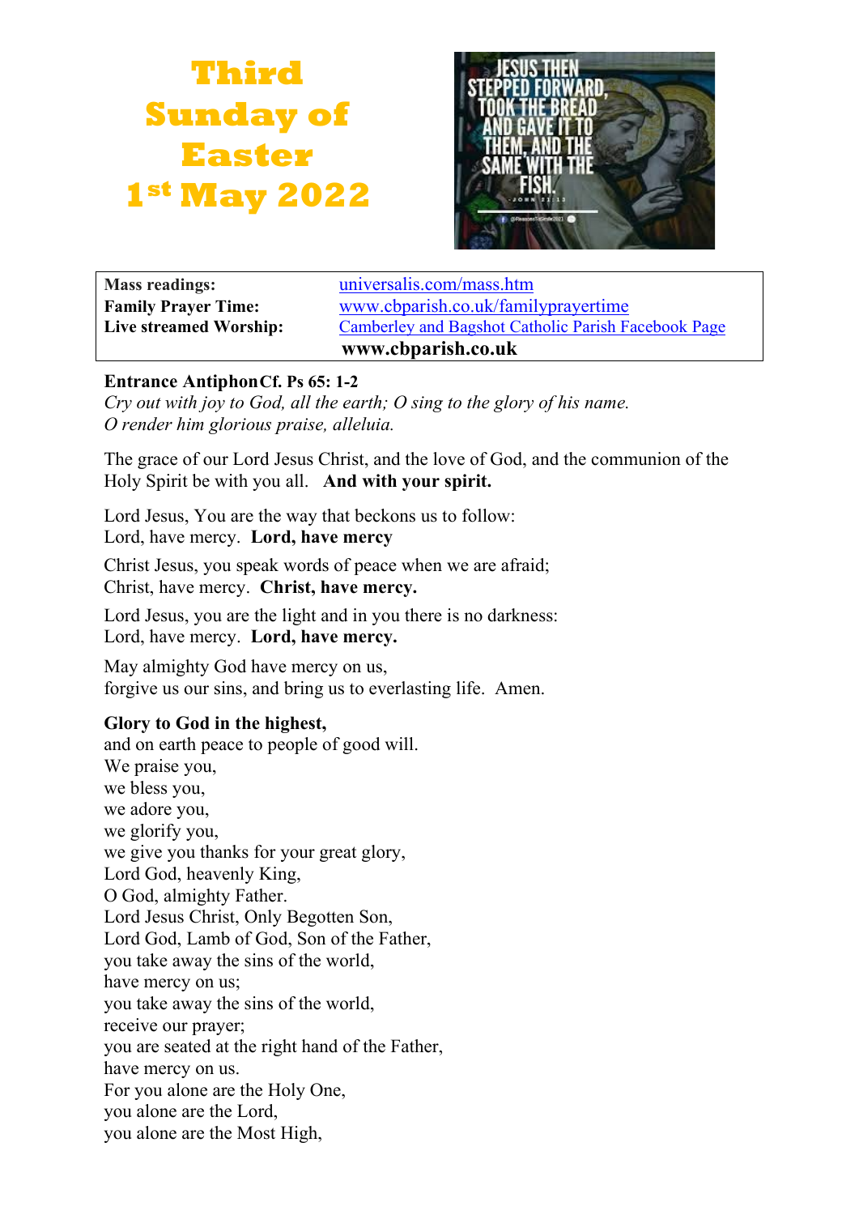# Third Sunday of Easter 1st May 2022

| | |
|---|---|
| **Mass readings:** | universalis.com/mass.htm |
| **Family Prayer Time:** | www.cbparish.co.uk/familyprayertime |
| **Live streamed Worship:** | Camberley and Bagshot Catholic Parish Facebook Page |
| | **www.cbparish.co.uk** |

**Entrance Antiphon Cf. Ps 65: 1-2**
*Cry out with joy to God, all the earth; O sing to the glory of his name.*
*O render him glorious praise, alleluia.*

The grace of our Lord Jesus Christ, and the love of God, and the communion of the Holy Spirit be with you all. **And with your spirit.**

Lord Jesus, You are the way that beckons us to follow:
Lord, have mercy. **Lord, have mercy**

Christ Jesus, you speak words of peace when we are afraid;
Christ, have mercy. **Christ, have mercy.**

Lord Jesus, you are the light and in you there is no darkness:
Lord, have mercy. **Lord, have mercy.**

May almighty God have mercy on us,
forgive us our sins, and bring us to everlasting life. Amen.

**Glory to God in the highest,**
and on earth peace to people of good will.
We praise you,
we bless you,
we adore you,
we glorify you,
we give you thanks for your great glory,
Lord God, heavenly King,
O God, almighty Father.
Lord Jesus Christ, Only Begotten Son,
Lord God, Lamb of God, Son of the Father,
you take away the sins of the world,
have mercy on us;
you take away the sins of the world,
receive our prayer;
you are seated at the right hand of the Father,
have mercy on us.
For you alone are the Holy One,
you alone are the Lord,
you alone are the Most High,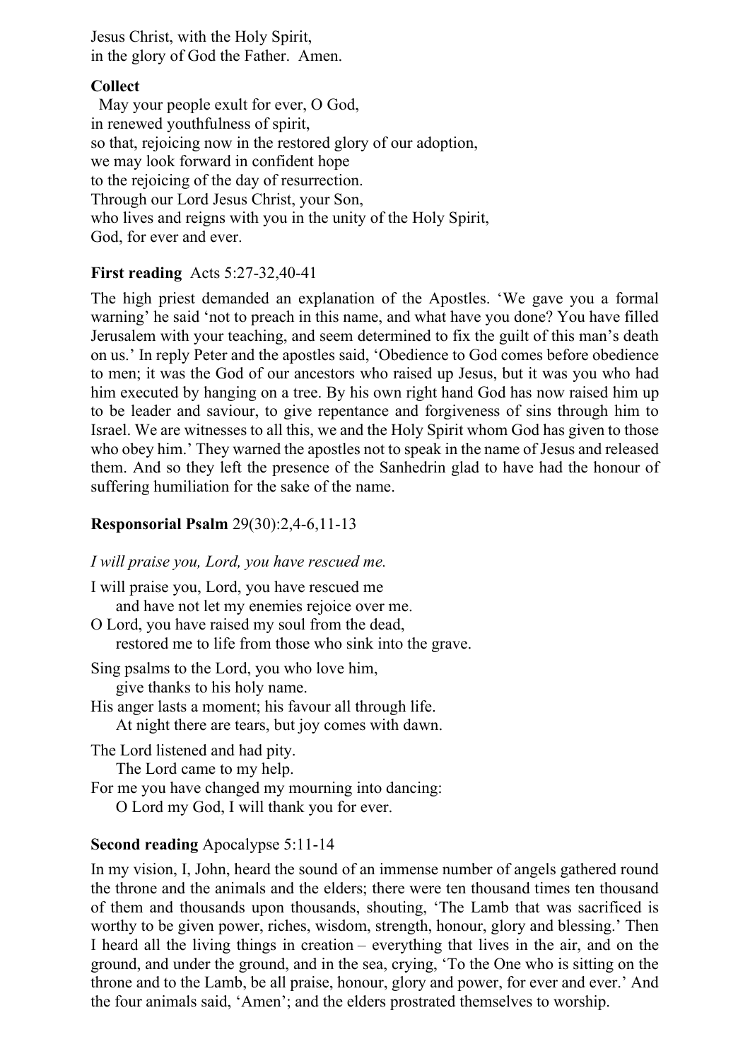Jesus Christ, with the Holy Spirit,
in the glory of God the Father. Amen.

**Collect**

May your people exult for ever, O God,
in renewed youthfulness of spirit,
so that, rejoicing now in the restored glory of our adoption,
we may look forward in confident hope
to the rejoicing of the day of resurrection.
Through our Lord Jesus Christ, your Son,
who lives and reigns with you in the unity of the Holy Spirit,
God, for ever and ever.

**First reading** Acts 5:27-32,40-41

The high priest demanded an explanation of the Apostles. 'We gave you a formal warning' he said 'not to preach in this name, and what have you done? You have filled Jerusalem with your teaching, and seem determined to fix the guilt of this man's death on us.' In reply Peter and the apostles said, 'Obedience to God comes before obedience to men; it was the God of our ancestors who raised up Jesus, but it was you who had him executed by hanging on a tree. By his own right hand God has now raised him up to be leader and saviour, to give repentance and forgiveness of sins through him to Israel. We are witnesses to all this, we and the Holy Spirit whom God has given to those who obey him.' They warned the apostles not to speak in the name of Jesus and released them. And so they left the presence of the Sanhedrin glad to have had the honour of suffering humiliation for the sake of the name.

**Responsorial Psalm** 29(30):2,4-6,11-13

*I will praise you, Lord, you have rescued me.*

I will praise you, Lord, you have rescued me
and have not let my enemies rejoice over me.
O Lord, you have raised my soul from the dead,
restored me to life from those who sink into the grave.

Sing psalms to the Lord, you who love him,
give thanks to his holy name.
His anger lasts a moment; his favour all through life.
At night there are tears, but joy comes with dawn.

The Lord listened and had pity.
The Lord came to my help.
For me you have changed my mourning into dancing:
O Lord my God, I will thank you for ever.

**Second reading** Apocalypse 5:11-14

In my vision, I, John, heard the sound of an immense number of angels gathered round the throne and the animals and the elders; there were ten thousand times ten thousand of them and thousands upon thousands, shouting, 'The Lamb that was sacrificed is worthy to be given power, riches, wisdom, strength, honour, glory and blessing.' Then I heard all the living things in creation – everything that lives in the air, and on the ground, and under the ground, and in the sea, crying, 'To the One who is sitting on the throne and to the Lamb, be all praise, honour, glory and power, for ever and ever.' And the four animals said, 'Amen'; and the elders prostrated themselves to worship.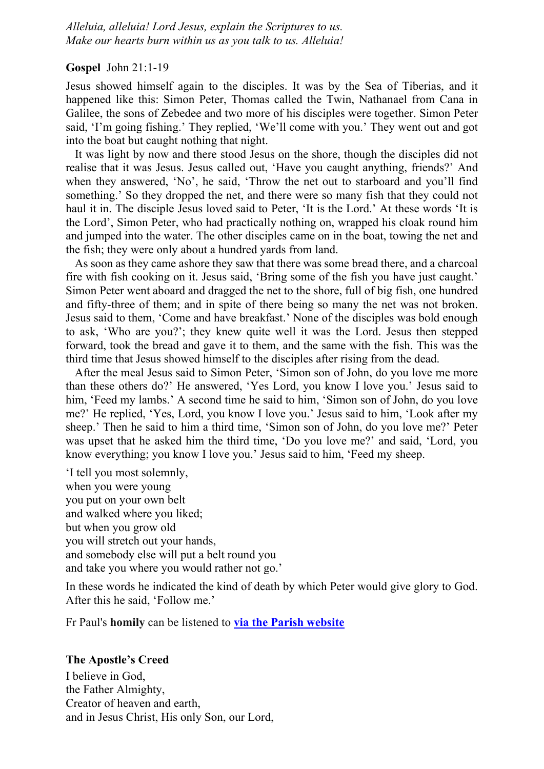*Alleluia, alleluia! Lord Jesus, explain the Scriptures to us.*
*Make our hearts burn within us as you talk to us. Alleluia!*

**Gospel** John 21:1-19

Jesus showed himself again to the disciples. It was by the Sea of Tiberias, and it happened like this: Simon Peter, Thomas called the Twin, Nathanael from Cana in Galilee, the sons of Zebedee and two more of his disciples were together. Simon Peter said, 'I'm going fishing.' They replied, 'We'll come with you.' They went out and got into the boat but caught nothing that night.

It was light by now and there stood Jesus on the shore, though the disciples did not realise that it was Jesus. Jesus called out, 'Have you caught anything, friends?' And when they answered, 'No', he said, 'Throw the net out to starboard and you'll find something.' So they dropped the net, and there were so many fish that they could not haul it in. The disciple Jesus loved said to Peter, 'It is the Lord.' At these words 'It is the Lord', Simon Peter, who had practically nothing on, wrapped his cloak round him and jumped into the water. The other disciples came on in the boat, towing the net and the fish; they were only about a hundred yards from land.

As soon as they came ashore they saw that there was some bread there, and a charcoal fire with fish cooking on it. Jesus said, 'Bring some of the fish you have just caught.' Simon Peter went aboard and dragged the net to the shore, full of big fish, one hundred and fifty-three of them; and in spite of there being so many the net was not broken. Jesus said to them, 'Come and have breakfast.' None of the disciples was bold enough to ask, 'Who are you?'; they knew quite well it was the Lord. Jesus then stepped forward, took the bread and gave it to them, and the same with the fish. This was the third time that Jesus showed himself to the disciples after rising from the dead.

After the meal Jesus said to Simon Peter, 'Simon son of John, do you love me more than these others do?' He answered, 'Yes Lord, you know I love you.' Jesus said to him, 'Feed my lambs.' A second time he said to him, 'Simon son of John, do you love me?' He replied, 'Yes, Lord, you know I love you.' Jesus said to him, 'Look after my sheep.' Then he said to him a third time, 'Simon son of John, do you love me?' Peter was upset that he asked him the third time, 'Do you love me?' and said, 'Lord, you know everything; you know I love you.' Jesus said to him, 'Feed my sheep.

'I tell you most solemnly,
when you were young
you put on your own belt
and walked where you liked;
but when you grow old
you will stretch out your hands,
and somebody else will put a belt round you
and take you where you would rather not go.'

In these words he indicated the kind of death by which Peter would give glory to God. After this he said, 'Follow me.'

Fr Paul's **homily** can be listened to **via the Parish website**

**The Apostle's Creed**

I believe in God,
the Father Almighty,
Creator of heaven and earth,
and in Jesus Christ, His only Son, our Lord,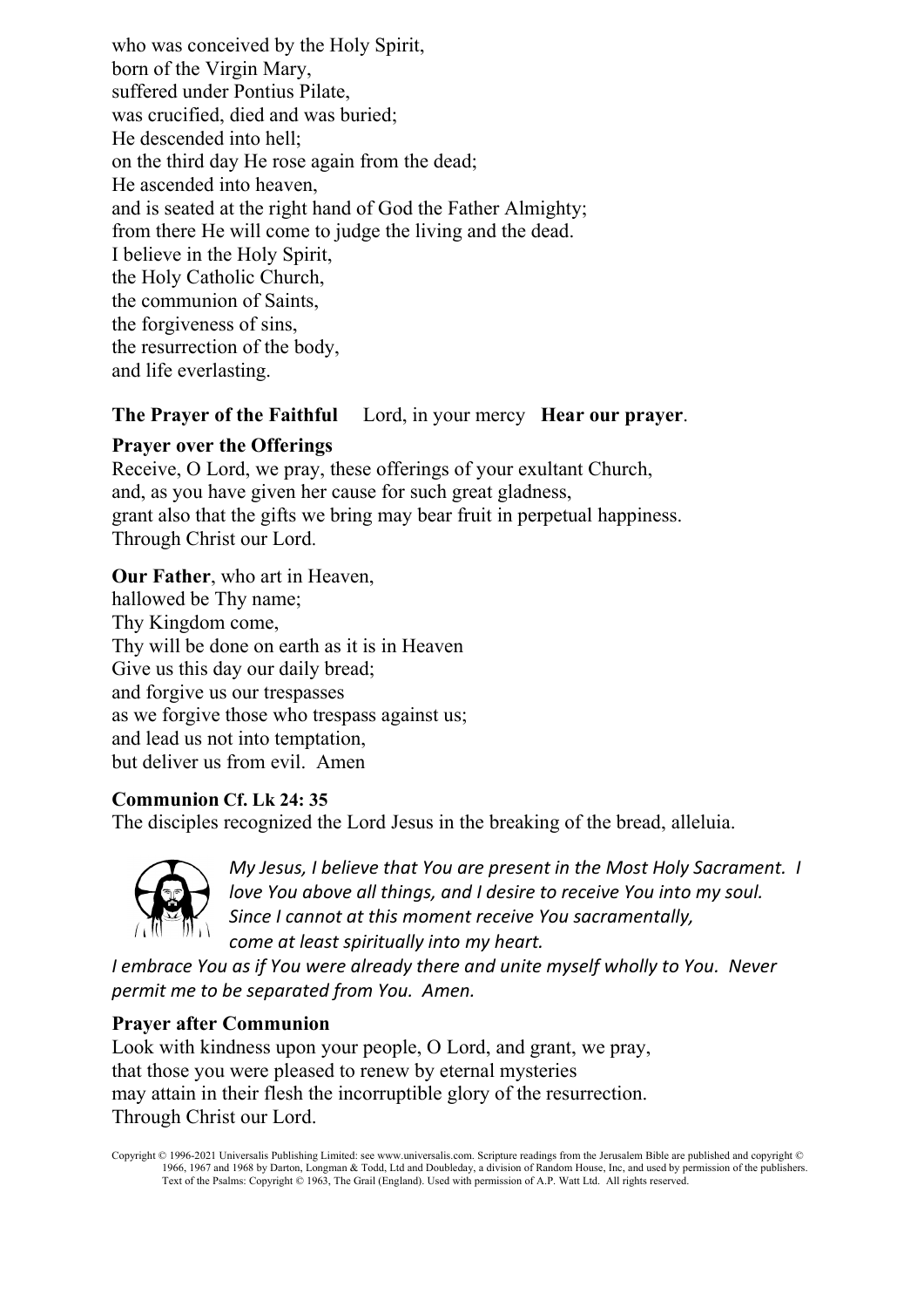who was conceived by the Holy Spirit,
born of the Virgin Mary,
suffered under Pontius Pilate,
was crucified, died and was buried;
He descended into hell;
on the third day He rose again from the dead;
He ascended into heaven,
and is seated at the right hand of God the Father Almighty;
from there He will come to judge the living and the dead.
I believe in the Holy Spirit,
the Holy Catholic Church,
the communion of Saints,
the forgiveness of sins,
the resurrection of the body,
and life everlasting.

**The Prayer of the Faithful** Lord, in your mercy **Hear our prayer**.

**Prayer over the Offerings**
Receive, O Lord, we pray, these offerings of your exultant Church,
and, as you have given her cause for such great gladness,
grant also that the gifts we bring may bear fruit in perpetual happiness.
Through Christ our Lord.

**Our Father**, who art in Heaven,
hallowed be Thy name;
Thy Kingdom come,
Thy will be done on earth as it is in Heaven
Give us this day our daily bread;
and forgive us our trespasses
as we forgive those who trespass against us;
and lead us not into temptation,
but deliver us from evil. Amen

**Communion Cf. Lk 24: 35**
The disciples recognized the Lord Jesus in the breaking of the bread, alleluia.

*My Jesus, I believe that You are present in the Most Holy Sacrament. I love You above all things, and I desire to receive You into my soul. Since I cannot at this moment receive You sacramentally, come at least spiritually into my heart. I embrace You as if You were already there and unite myself wholly to You. Never permit me to be separated from You. Amen.*

**Prayer after Communion**
Look with kindness upon your people, O Lord, and grant, we pray,
that those you were pleased to renew by eternal mysteries
may attain in their flesh the incorruptible glory of the resurrection.
Through Christ our Lord.

Copyright © 1996-2021 Universalis Publishing Limited: see www.universalis.com. Scripture readings from the Jerusalem Bible are published and copyright © 1966, 1967 and 1968 by Darton, Longman & Todd, Ltd and Doubleday, a division of Random House, Inc, and used by permission of the publishers. Text of the Psalms: Copyright © 1963, The Grail (England). Used with permission of A.P. Watt Ltd. All rights reserved.